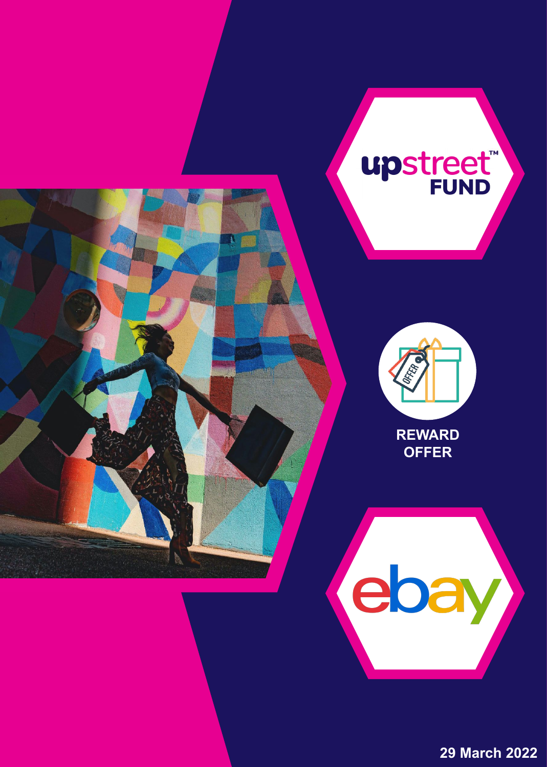upstreet™ FUND

REWARD OFFER

ebay

29 March 2022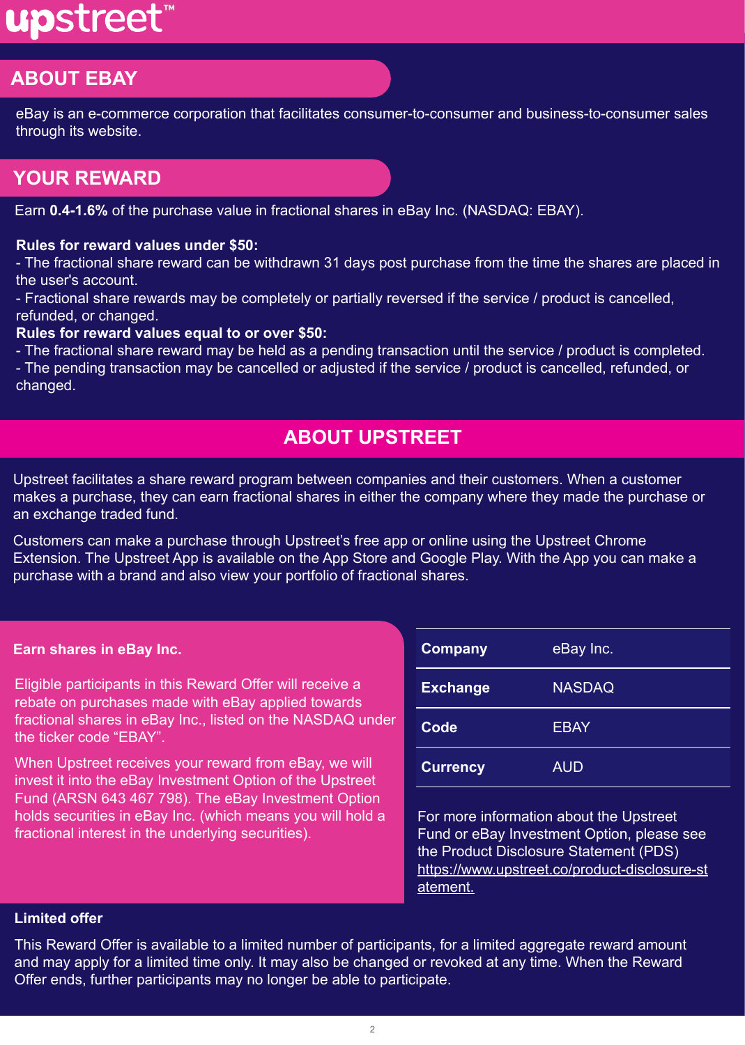## ABOUT EBAY

eBay is an e-commerce corporation that facilitates consumer-to-consumer and business-to-consumer sales through its website.

## YOUR REWARD

Earn **0.4-1.6%** of the purchase value in fractional shares in eBay Inc. (NASDAQ: EBAY).

**Rules for reward values under $50:**
- The fractional share reward can be withdrawn 31 days post purchase from the time the shares are placed in the user's account.
- Fractional share rewards may be completely or partially reversed if the service / product is cancelled, refunded, or changed.

**Rules for reward values equal to or over $50:**
- The fractional share reward may be held as a pending transaction until the service / product is completed.
- The pending transaction may be cancelled or adjusted if the service / product is cancelled, refunded, or changed.

## ABOUT UPSTREET

Upstreet facilitates a share reward program between companies and their customers. When a customer makes a purchase, they can earn fractional shares in either the company where they made the purchase or an exchange traded fund.

Customers can make a purchase through Upstreet's free app or online using the Upstreet Chrome Extension. The Upstreet App is available on the App Store and Google Play. With the App you can make a purchase with a brand and also view your portfolio of fractional shares.

### Earn shares in eBay Inc.

Eligible participants in this Reward Offer will receive a rebate on purchases made with eBay applied towards fractional shares in eBay Inc., listed on the NASDAQ under the ticker code "EBAY".

When Upstreet receives your reward from eBay, we will invest it into the eBay Investment Option of the Upstreet Fund (ARSN 643 467 798). The eBay Investment Option holds securities in eBay Inc. (which means you will hold a fractional interest in the underlying securities).

| **Company** | eBay Inc. |
|---|---|
| **Exchange** | NASDAQ |
| **Code** | EBAY |
| **Currency** | AUD |

For more information about the Upstreet Fund or eBay Investment Option, please see the Product Disclosure Statement (PDS) https://www.upstreet.co/product-disclosure-statement.

### Limited offer

This Reward Offer is available to a limited number of participants, for a limited aggregate reward amount and may apply for a limited time only. It may also be changed or revoked at any time. When the Reward Offer ends, further participants may no longer be able to participate.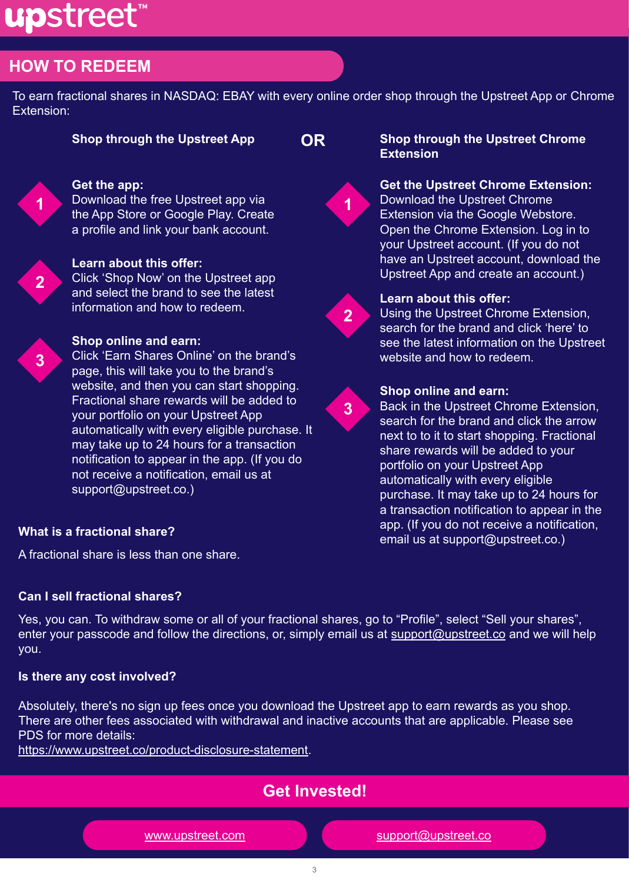upstreet™

## HOW TO REDEEM

To earn fractional shares in NASDAQ: EBAY with every online order shop through the Upstreet App or Chrome Extension:

### Shop through the Upstreet App

**OR**

1. **Get the app:**
   Download the free Upstreet app via the App Store or Google Play. Create a profile and link your bank account.

2. **Learn about this offer:**
   Click 'Shop Now' on the Upstreet app and select the brand to see the latest information and how to redeem.

3. **Shop online and earn:**
   Click 'Earn Shares Online' on the brand's page, this will take you to the brand's website, and then you can start shopping. Fractional share rewards will be added to your portfolio on your Upstreet App automatically with every eligible purchase. It may take up to 24 hours for a transaction notification to appear in the app. (If you do not receive a notification, email us at support@upstreet.co.)

### Shop through the Upstreet Chrome Extension

1. **Get the Upstreet Chrome Extension:**
   Download the Upstreet Chrome Extension via the Google Webstore. Open the Chrome Extension. Log in to your Upstreet account. (If you do not have an Upstreet account, download the Upstreet App and create an account.)

2. **Learn about this offer:**
   Using the Upstreet Chrome Extension, search for the brand and click 'here' to see the latest information on the Upstreet website and how to redeem.

3. **Shop online and earn:**
   Back in the Upstreet Chrome Extension, search for the brand and click the arrow next to to it to start shopping. Fractional share rewards will be added to your portfolio on your Upstreet App automatically with every eligible purchase. It may take up to 24 hours for a transaction notification to appear in the app. (If you do not receive a notification, email us at support@upstreet.co.)

**What is a fractional share?**

A fractional share is less than one share.

**Can I sell fractional shares?**

Yes, you can. To withdraw some or all of your fractional shares, go to "Profile", select "Sell your shares", enter your passcode and follow the directions, or, simply email us at support@upstreet.co and we will help you.

**Is there any cost involved?**

Absolutely, there's no sign up fees once you download the Upstreet app to earn rewards as you shop. There are other fees associated with withdrawal and inactive accounts that are applicable. Please see PDS for more details:
https://www.upstreet.co/product-disclosure-statement.

## Get Invested!

www.upstreet.com | support@upstreet.co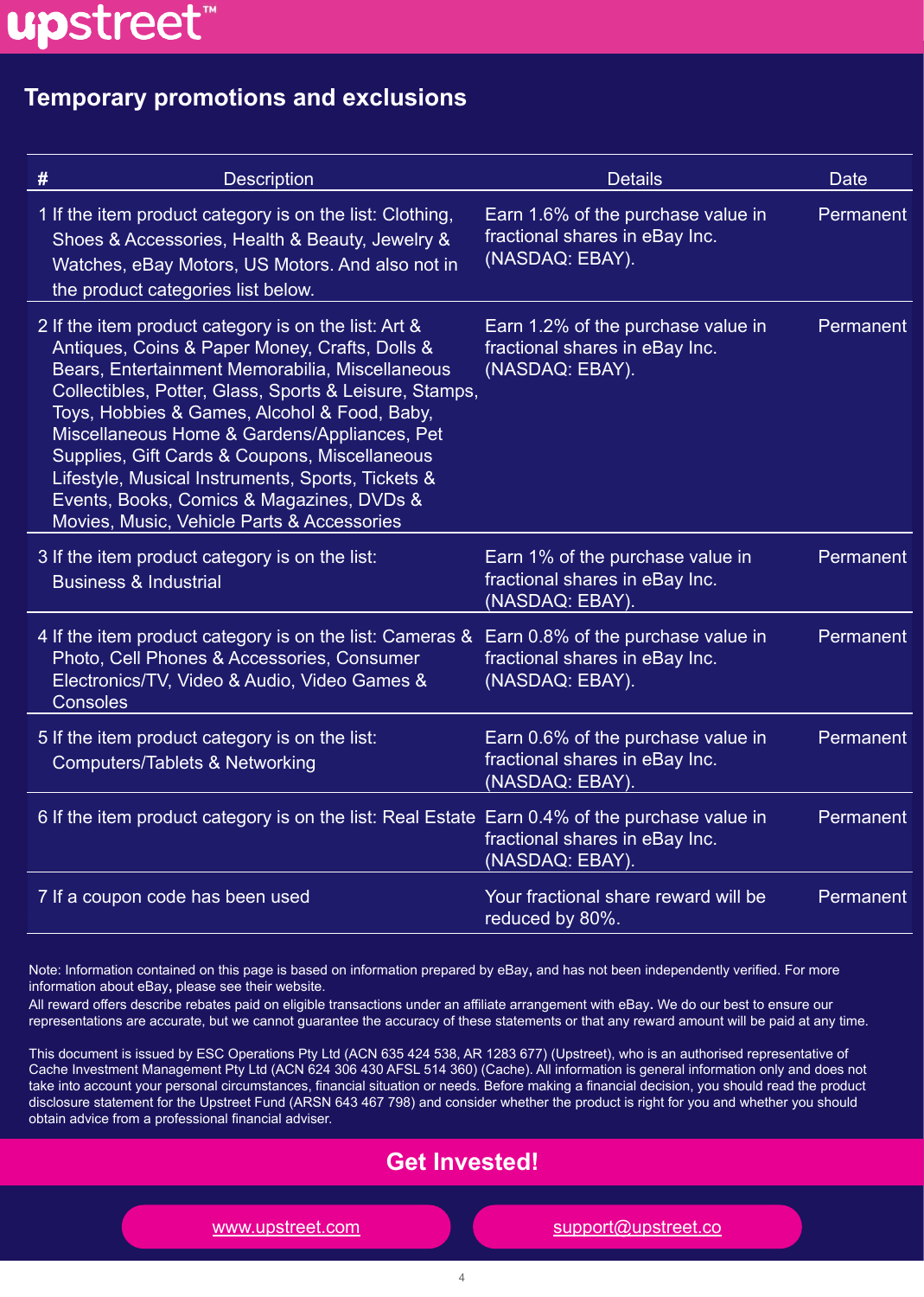upstreet™

## Temporary promotions and exclusions

| # | Description | Details | Date |
|---|---|---|---|
| 1 | If the item product category is on the list: Clothing, Shoes & Accessories, Health & Beauty, Jewelry & Watches, eBay Motors, US Motors. And also not in the product categories list below. | Earn 1.6% of the purchase value in fractional shares in eBay Inc. (NASDAQ: EBAY). | Permanent |
| 2 | If the item product category is on the list: Art & Antiques, Coins & Paper Money, Crafts, Dolls & Bears, Entertainment Memorabilia, Miscellaneous Collectibles, Potter, Glass, Sports & Leisure, Stamps, Toys, Hobbies & Games, Alcohol & Food, Baby, Miscellaneous Home & Gardens/Appliances, Pet Supplies, Gift Cards & Coupons, Miscellaneous Lifestyle, Musical Instruments, Sports, Tickets & Events, Books, Comics & Magazines, DVDs & Movies, Music, Vehicle Parts & Accessories | Earn 1.2% of the purchase value in fractional shares in eBay Inc. (NASDAQ: EBAY). | Permanent |
| 3 | If the item product category is on the list: Business & Industrial | Earn 1% of the purchase value in fractional shares in eBay Inc. (NASDAQ: EBAY). | Permanent |
| 4 | If the item product category is on the list: Cameras & Photo, Cell Phones & Accessories, Consumer Electronics/TV, Video & Audio, Video Games & Consoles | Earn 0.8% of the purchase value in fractional shares in eBay Inc. (NASDAQ: EBAY). | Permanent |
| 5 | If the item product category is on the list: Computers/Tablets & Networking | Earn 0.6% of the purchase value in fractional shares in eBay Inc. (NASDAQ: EBAY). | Permanent |
| 6 | If the item product category is on the list: Real Estate | Earn 0.4% of the purchase value in fractional shares in eBay Inc. (NASDAQ: EBAY). | Permanent |
| 7 | If a coupon code has been used | Your fractional share reward will be reduced by 80%. | Permanent |

Note: Information contained on this page is based on information prepared by eBay, and has not been independently verified. For more information about eBay, please see their website.
All reward offers describe rebates paid on eligible transactions under an affiliate arrangement with eBay. We do our best to ensure our representations are accurate, but we cannot guarantee the accuracy of these statements or that any reward amount will be paid at any time.

This document is issued by ESC Operations Pty Ltd (ACN 635 424 538, AR 1283 677) (Upstreet), who is an authorised representative of Cache Investment Management Pty Ltd (ACN 624 306 430 AFSL 514 360) (Cache). All information is general information only and does not take into account your personal circumstances, financial situation or needs. Before making a financial decision, you should read the product disclosure statement for the Upstreet Fund (ARSN 643 467 798) and consider whether the product is right for you and whether you should obtain advice from a professional financial adviser.

**Get Invested!**

www.upstreet.com

support@upstreet.co